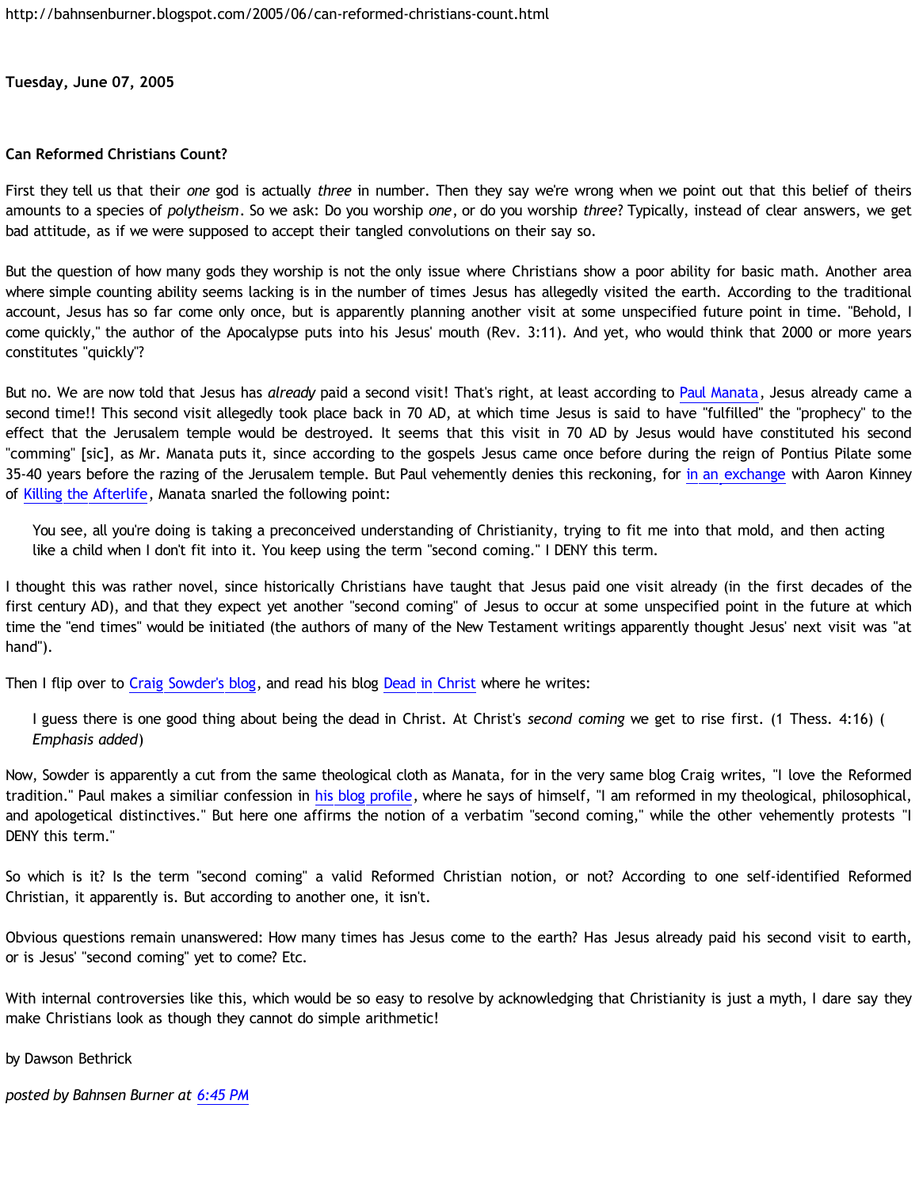http://bahnsenburner.blogspot.com/2005/06/can-reformed-christians-count.html

**Tuesday, June 07, 2005**

**Can Reformed Christians Count?**

First they tell us that their *one* god is actually *three* in number. Then they say we're wrong when we point out that this belief of theirs amounts to a species of *polytheism*. So we ask: Do you worship *one*, or do you worship *three*? Typically, instead of clear answers, we get bad attitude, as if we were supposed to accept their tangled convolutions on their say so.

But the question of how many gods they worship is not the only issue where Christians show a poor ability for basic math. Another area where simple counting ability seems lacking is in the number of times Jesus has allegedly visited the earth. According to the traditional account, Jesus has so far come only once, but is apparently planning another visit at some unspecified future point in time. "Behold, I come quickly," the author of the Apocalypse puts into his Jesus' mouth (Rev. 3:11). And yet, who would think that 2000 or more years constitutes "quickly"?

But no. We are now told that Jesus has *already* paid a second visit! That's right, at least according to Paul Manata, Jesus already came a second time!! This second visit allegedly took place back in 70 AD, at which time Jesus is said to have "fulfilled" the "prophecy" to the effect that the Jerusalem temple would be destroyed. It seems that this visit in 70 AD by Jesus would have constituted his second "comming" [sic], as Mr. Manata puts it, since according to the gospels Jesus came once before during the reign of Pontius Pilate some 35-40 years before the razing of the Jerusalem temple. But Paul vehemently denies this reckoning, for in an exchange with Aaron Kinney of Killing the Afterlife, Manata snarled the following point:

> You see, all you're doing is taking a preconceived understanding of Christianity, trying to fit me into that mold, and then acting like a child when I don't fit into it. You keep using the term "second coming." I DENY this term.

I thought this was rather novel, since historically Christians have taught that Jesus paid one visit already (in the first decades of the first century AD), and that they expect yet another "second coming" of Jesus to occur at some unspecified point in the future at which time the "end times" would be initiated (the authors of many of the New Testament writings apparently thought Jesus' next visit was "at hand").

Then I flip over to Craig Sowder's blog, and read his blog Dead in Christ where he writes:

> I guess there is one good thing about being the dead in Christ. At Christ's *second coming* we get to rise first. (1 Thess. 4:16) (*Emphasis added*)

Now, Sowder is apparently a cut from the same theological cloth as Manata, for in the very same blog Craig writes, "I love the Reformed tradition." Paul makes a similiar confession in his blog profile, where he says of himself, "I am reformed in my theological, philosophical, and apologetical distinctives." But here one affirms the notion of a verbatim "second coming," while the other vehemently protests "I DENY this term."

So which is it? Is the term "second coming" a valid Reformed Christian notion, or not? According to one self-identified Reformed Christian, it apparently is. But according to another one, it isn't.

Obvious questions remain unanswered: How many times has Jesus come to the earth? Has Jesus already paid his second visit to earth, or is Jesus' "second coming" yet to come? Etc.

With internal controversies like this, which would be so easy to resolve by acknowledging that Christianity is just a myth, I dare say they make Christians look as though they cannot do simple arithmetic!

by Dawson Bethrick

*posted by Bahnsen Burner at 6:45 PM*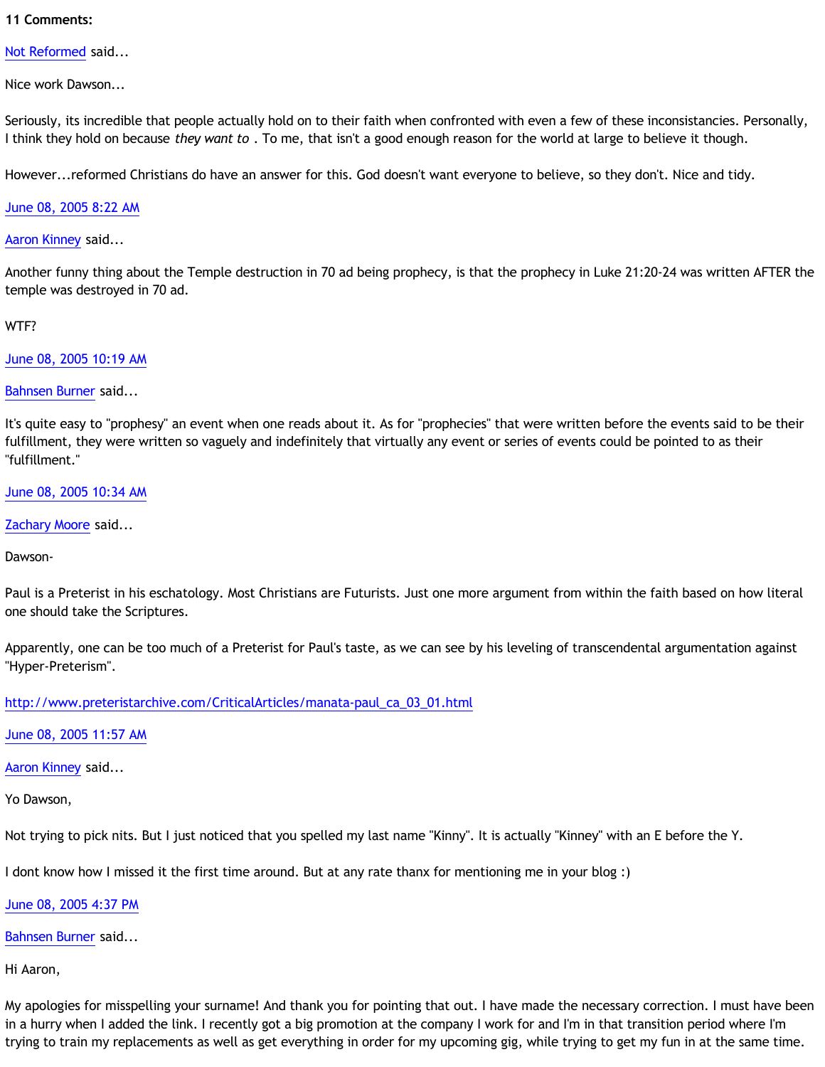**11 Comments:**

Not Reformed said...

Nice work Dawson...

Seriously, its incredible that people actually hold on to their faith when confronted with even a few of these inconsistancies. Personally, I think they hold on because *they want to* . To me, that isn't a good enough reason for the world at large to believe it though.

However...reformed Christians do have an answer for this. God doesn't want everyone to believe, so they don't. Nice and tidy.

June 08, 2005 8:22 AM

Aaron Kinney said...

Another funny thing about the Temple destruction in 70 ad being prophecy, is that the prophecy in Luke 21:20-24 was written AFTER the temple was destroyed in 70 ad.

WTF?

June 08, 2005 10:19 AM

Bahnsen Burner said...

It's quite easy to "prophesy" an event when one reads about it. As for "prophecies" that were written before the events said to be their fulfillment, they were written so vaguely and indefinitely that virtually any event or series of events could be pointed to as their "fulfillment."

June 08, 2005 10:34 AM

Zachary Moore said...

Dawson-

Paul is a Preterist in his eschatology. Most Christians are Futurists. Just one more argument from within the faith based on how literal one should take the Scriptures.

Apparently, one can be too much of a Preterist for Paul's taste, as we can see by his leveling of transcendental argumentation against "Hyper-Preterism".

http://www.preteristarchive.com/CriticalArticles/manata-paul_ca_03_01.html

June 08, 2005 11:57 AM

Aaron Kinney said...

Yo Dawson,

Not trying to pick nits. But I just noticed that you spelled my last name "Kinny". It is actually "Kinney" with an E before the Y.

I dont know how I missed it the first time around. But at any rate thanx for mentioning me in your blog :)

June 08, 2005 4:37 PM

Bahnsen Burner said...

Hi Aaron,

My apologies for misspelling your surname! And thank you for pointing that out. I have made the necessary correction. I must have been in a hurry when I added the link. I recently got a big promotion at the company I work for and I'm in that transition period where I'm trying to train my replacements as well as get everything in order for my upcoming gig, while trying to get my fun in at the same time.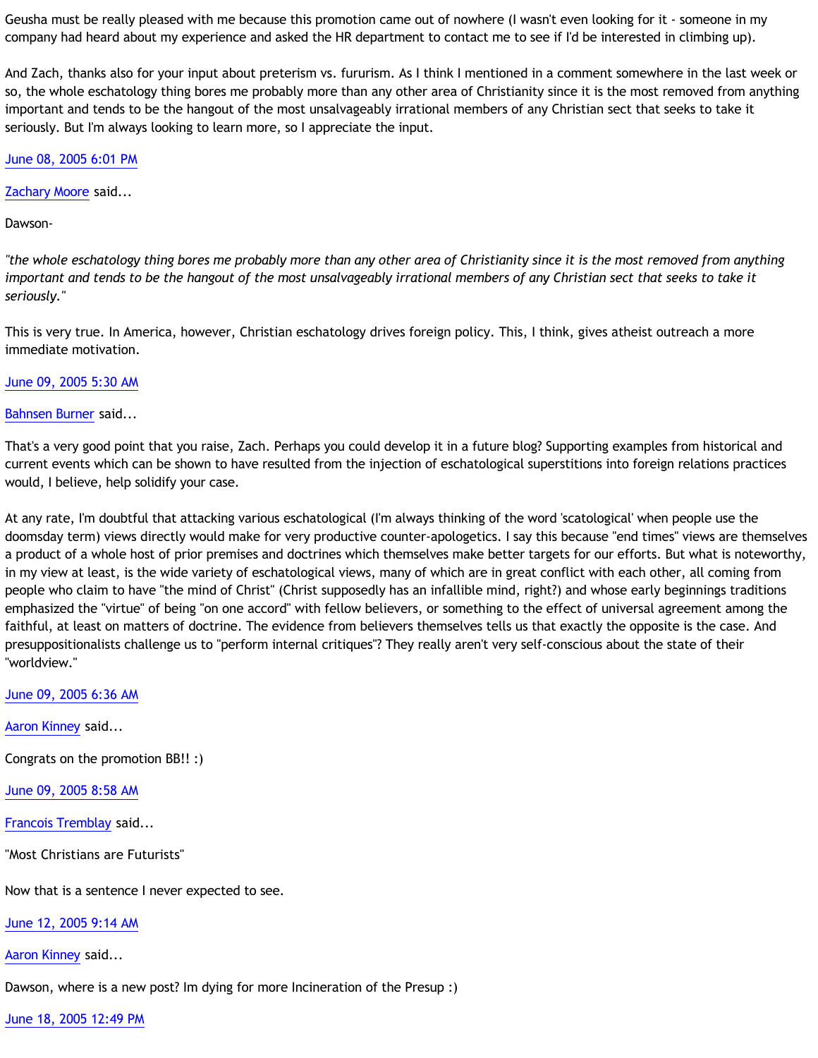Geusha must be really pleased with me because this promotion came out of nowhere (I wasn't even looking for it - someone in my company had heard about my experience and asked the HR department to contact me to see if I'd be interested in climbing up).

And Zach, thanks also for your input about preterism vs. fururism. As I think I mentioned in a comment somewhere in the last week or so, the whole eschatology thing bores me probably more than any other area of Christianity since it is the most removed from anything important and tends to be the hangout of the most unsalvageably irrational members of any Christian sect that seeks to take it seriously. But I'm always looking to learn more, so I appreciate the input.

June 08, 2005 6:01 PM

Zachary Moore said...

Dawson-

*"the whole eschatology thing bores me probably more than any other area of Christianity since it is the most removed from anything important and tends to be the hangout of the most unsalvageably irrational members of any Christian sect that seeks to take it seriously."*

This is very true. In America, however, Christian eschatology drives foreign policy. This, I think, gives atheist outreach a more immediate motivation.

June 09, 2005 5:30 AM

Bahnsen Burner said...

That's a very good point that you raise, Zach. Perhaps you could develop it in a future blog? Supporting examples from historical and current events which can be shown to have resulted from the injection of eschatological superstitions into foreign relations practices would, I believe, help solidify your case.

At any rate, I'm doubtful that attacking various eschatological (I'm always thinking of the word 'scatological' when people use the doomsday term) views directly would make for very productive counter-apologetics. I say this because "end times" views are themselves a product of a whole host of prior premises and doctrines which themselves make better targets for our efforts. But what is noteworthy, in my view at least, is the wide variety of eschatological views, many of which are in great conflict with each other, all coming from people who claim to have "the mind of Christ" (Christ supposedly has an infallible mind, right?) and whose early beginnings traditions emphasized the "virtue" of being "on one accord" with fellow believers, or something to the effect of universal agreement among the faithful, at least on matters of doctrine. The evidence from believers themselves tells us that exactly the opposite is the case. And presuppositionalists challenge us to "perform internal critiques"? They really aren't very self-conscious about the state of their "worldview."

June 09, 2005 6:36 AM

Aaron Kinney said...

Congrats on the promotion BB!! :)

June 09, 2005 8:58 AM

Francois Tremblay said...

"Most Christians are Futurists"

Now that is a sentence I never expected to see.

June 12, 2005 9:14 AM

Aaron Kinney said...

Dawson, where is a new post? Im dying for more Incineration of the Presup :)

June 18, 2005 12:49 PM